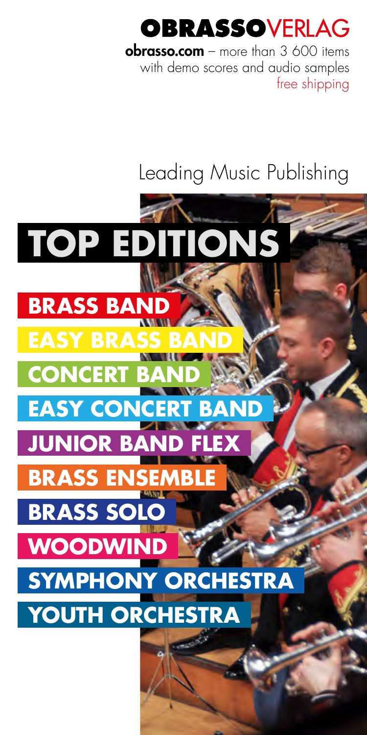# OBRASSOVERLAG

**obrasso.com** – more than 3 600 items
with demo scores and audio samples
free shipping

Leading Music Publishing

# TOP EDITIONS

## BRASS BAND

## EASY BRASS BAND

## CONCERT BAND

## EASY CONCERT BAND

## JUNIOR BAND FLEX

## BRASS ENSEMBLE

## BRASS SOLO

## WOODWIND

## SYMPHONY ORCHESTRA

## YOUTH ORCHESTRA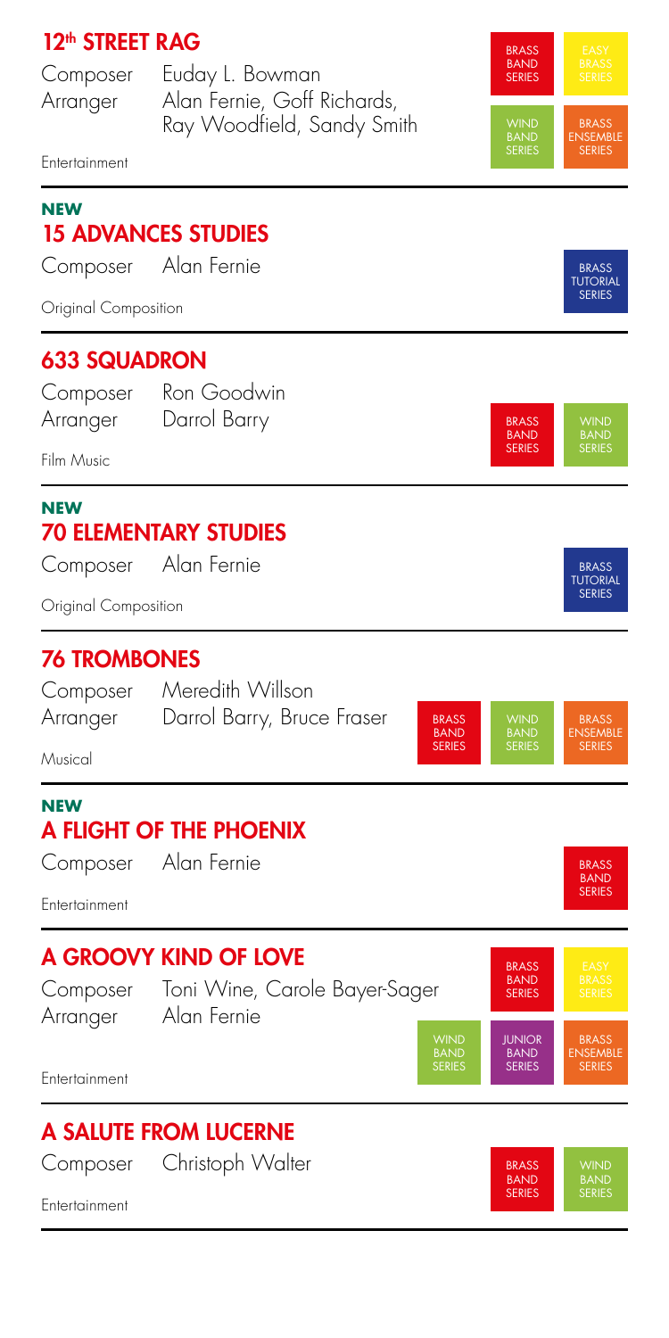## 12th STREET RAG

Composer Euday L. Bowman
Arranger Alan Fernie, Goff Richards, Ray Woodfield, Sandy Smith

Entertainment

BRASS BAND SERIES | EASY BRASS SERIES | WIND BAND SERIES | BRASS ENSEMBLE SERIES

---

**NEW**

## 15 ADVANCES STUDIES

Composer Alan Fernie

Original Composition

BRASS TUTORIAL SERIES

---

## 633 SQUADRON

Composer Ron Goodwin
Arranger Darrol Barry

Film Music

BRASS BAND SERIES | WIND BAND SERIES

---

**NEW**

## 70 ELEMENTARY STUDIES

Composer Alan Fernie

Original Composition

BRASS TUTORIAL SERIES

---

## 76 TROMBONES

Composer Meredith Willson
Arranger Darrol Barry, Bruce Fraser

Musical

BRASS BAND SERIES | WIND BAND SERIES | BRASS ENSEMBLE SERIES

---

**NEW**

## A FLIGHT OF THE PHOENIX

Composer Alan Fernie

Entertainment

BRASS BAND SERIES

---

## A GROOVY KIND OF LOVE

Composer Toni Wine, Carole Bayer-Sager
Arranger Alan Fernie

Entertainment

BRASS BAND SERIES | EASY BRASS SERIES | WIND BAND SERIES | JUNIOR BAND SERIES | BRASS ENSEMBLE SERIES

---

## A SALUTE FROM LUCERNE

Composer Christoph Walter

Entertainment

BRASS BAND SERIES | WIND BAND SERIES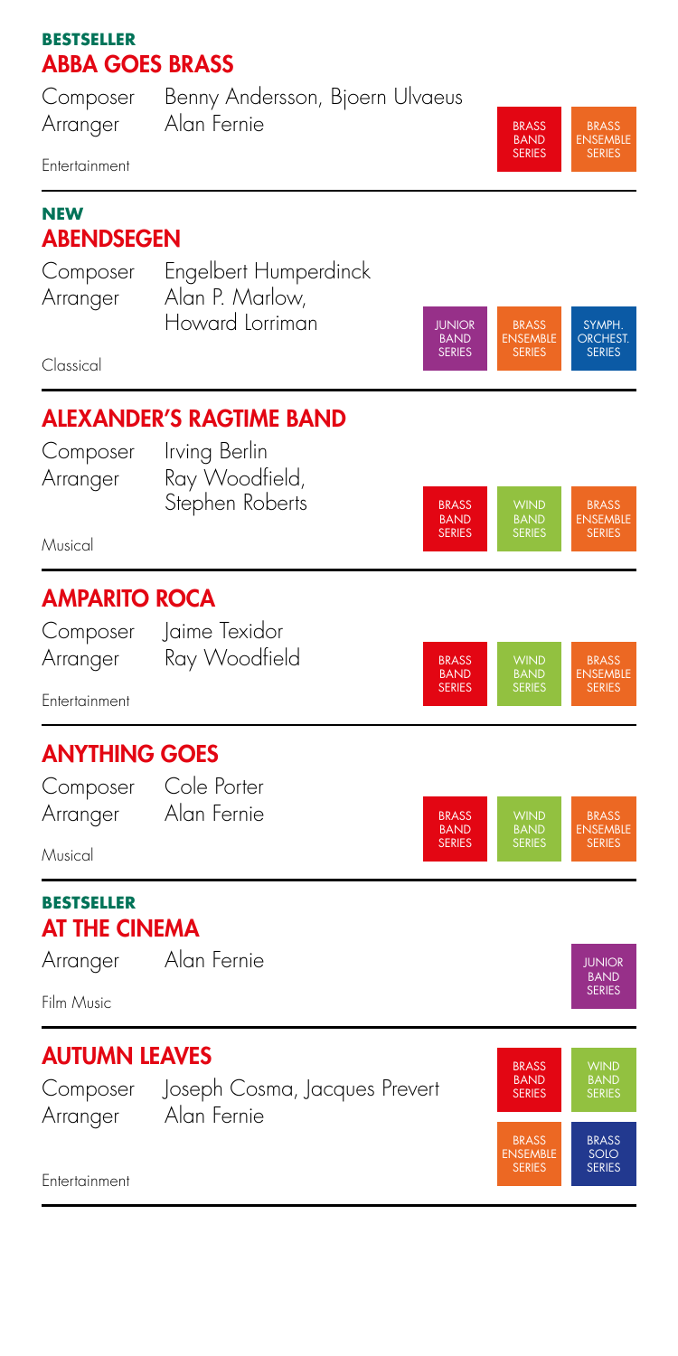**BESTSELLER**

## ABBA GOES BRASS

Composer Benny Andersson, Bjoern Ulvaeus
Arranger Alan Fernie

BRASS BAND SERIES | BRASS ENSEMBLE SERIES

Entertainment

---

**NEW**

## ABENDSEGEN

Composer Engelbert Humperdinck
Arranger Alan P. Marlow, Howard Lorriman

JUNIOR BAND SERIES | BRASS ENSEMBLE SERIES | SYMPH. ORCHEST. SERIES

Classical

---

## ALEXANDER'S RAGTIME BAND

Composer Irving Berlin
Arranger Ray Woodfield, Stephen Roberts

BRASS BAND SERIES | WIND BAND SERIES | BRASS ENSEMBLE SERIES

Musical

---

## AMPARITO ROCA

Composer Jaime Texidor
Arranger Ray Woodfield

BRASS BAND SERIES | WIND BAND SERIES | BRASS ENSEMBLE SERIES

Entertainment

---

## ANYTHING GOES

Composer Cole Porter
Arranger Alan Fernie

BRASS BAND SERIES | WIND BAND SERIES | BRASS ENSEMBLE SERIES

Musical

---

**BESTSELLER**

## AT THE CINEMA

Arranger Alan Fernie

JUNIOR BAND SERIES

Film Music

---

## AUTUMN LEAVES

Composer Joseph Cosma, Jacques Prevert
Arranger Alan Fernie

BRASS BAND SERIES | WIND BAND SERIES | BRASS ENSEMBLE SERIES | BRASS SOLO SERIES

Entertainment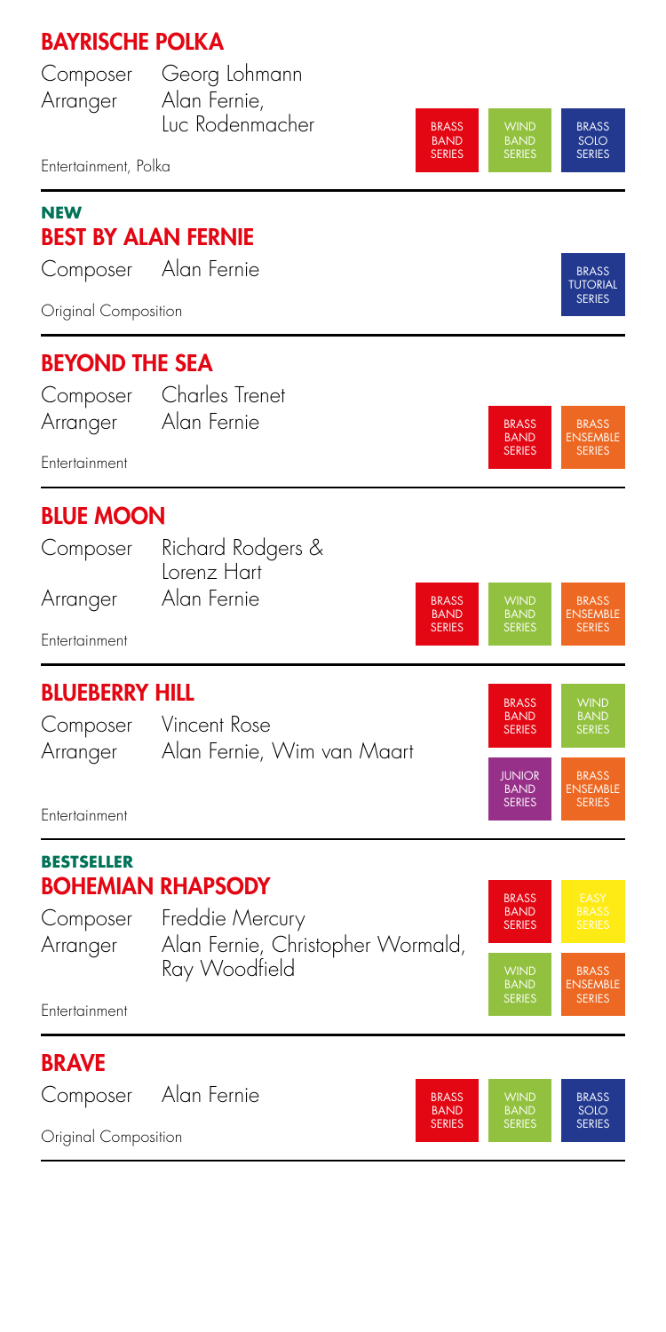## BAYRISCHE POLKA

Composer Georg Lohmann
Arranger Alan Fernie, Luc Rodenmacher

Entertainment, Polka

BRASS BAND SERIES | WIND BAND SERIES | BRASS SOLO SERIES

---

**NEW**

## BEST BY ALAN FERNIE

Composer Alan Fernie

Original Composition

BRASS TUTORIAL SERIES

---

## BEYOND THE SEA

Composer Charles Trenet
Arranger Alan Fernie

Entertainment

BRASS BAND SERIES | BRASS ENSEMBLE SERIES

---

## BLUE MOON

Composer Richard Rodgers & Lorenz Hart
Arranger Alan Fernie

Entertainment

BRASS BAND SERIES | WIND BAND SERIES | BRASS ENSEMBLE SERIES

---

## BLUEBERRY HILL

Composer Vincent Rose
Arranger Alan Fernie, Wim van Maart

Entertainment

BRASS BAND SERIES | WIND BAND SERIES | JUNIOR BAND SERIES | BRASS ENSEMBLE SERIES

---

**BESTSELLER**

## BOHEMIAN RHAPSODY

Composer Freddie Mercury
Arranger Alan Fernie, Christopher Wormald, Ray Woodfield

Entertainment

BRASS BAND SERIES | EASY BRASS SERIES | WIND BAND SERIES | BRASS ENSEMBLE SERIES

---

## BRAVE

Composer Alan Fernie

Original Composition

BRASS BAND SERIES | WIND BAND SERIES | BRASS SOLO SERIES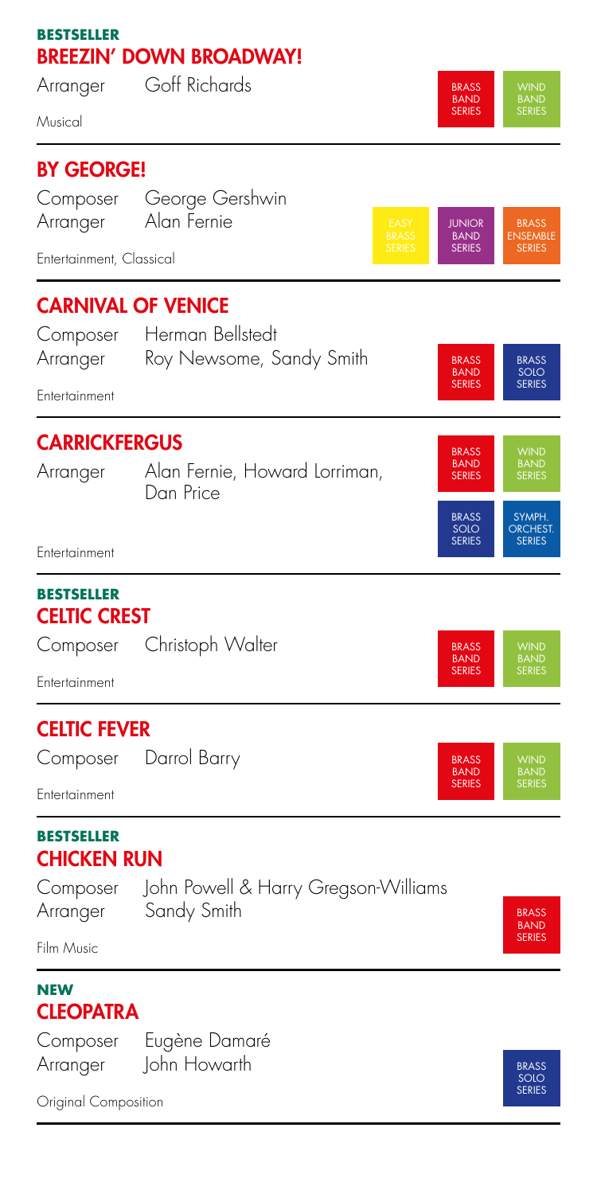**BESTSELLER**

## BREEZIN' DOWN BROADWAY!

Arranger Goff Richards

Musical

BRASS BAND SERIES | WIND BAND SERIES

---

## BY GEORGE!

Composer George Gershwin
Arranger Alan Fernie

Entertainment, Classical

EASY BRASS SERIES | JUNIOR BAND SERIES | BRASS ENSEMBLE SERIES

---

## CARNIVAL OF VENICE

Composer Herman Bellstedt
Arranger Roy Newsome, Sandy Smith

Entertainment

BRASS BAND SERIES | BRASS SOLO SERIES

---

## CARRICKFERGUS

Arranger Alan Fernie, Howard Lorriman, Dan Price

Entertainment

BRASS BAND SERIES | WIND BAND SERIES | BRASS SOLO SERIES | SYMPH. ORCHEST. SERIES

---

**BESTSELLER**

## CELTIC CREST

Composer Christoph Walter

Entertainment

BRASS BAND SERIES | WIND BAND SERIES

---

## CELTIC FEVER

Composer Darrol Barry

Entertainment

BRASS BAND SERIES | WIND BAND SERIES

---

**BESTSELLER**

## CHICKEN RUN

Composer John Powell & Harry Gregson-Williams
Arranger Sandy Smith

Film Music

BRASS BAND SERIES

---

**NEW**

## CLEOPATRA

Composer Eugène Damaré
Arranger John Howarth

Original Composition

BRASS SOLO SERIES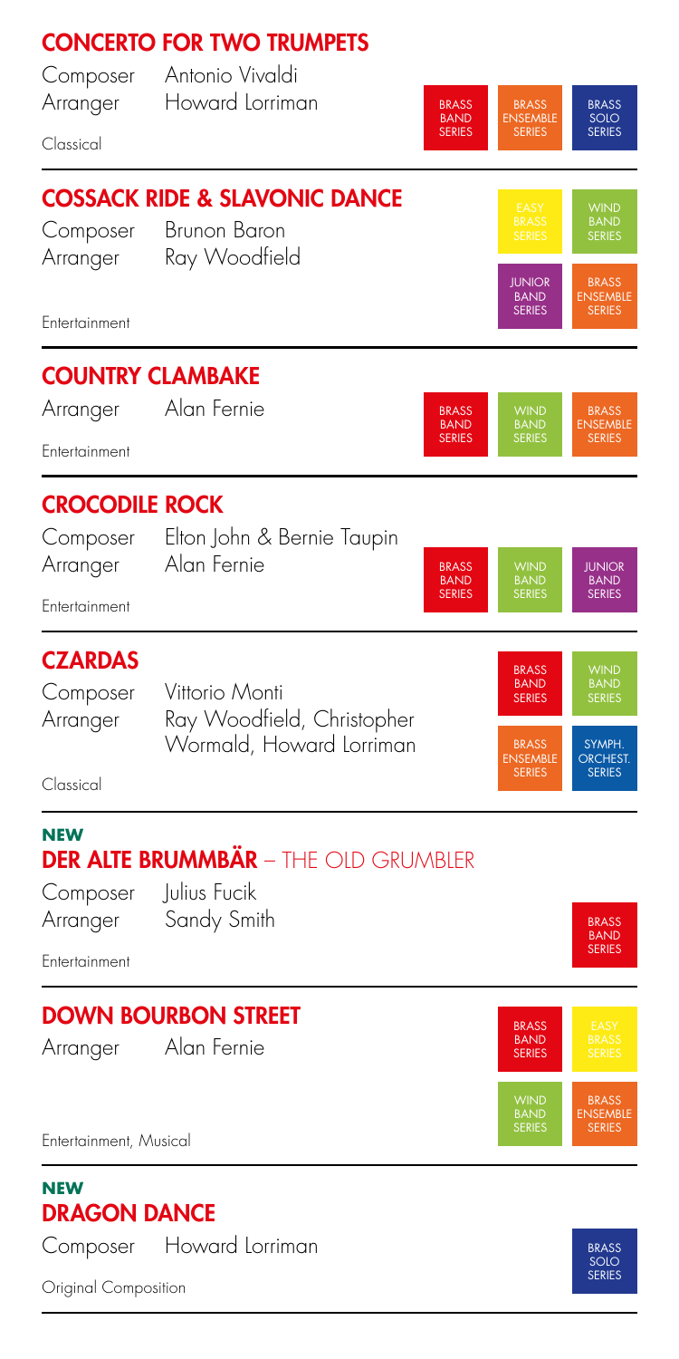## CONCERTO FOR TWO TRUMPETS

Composer Antonio Vivaldi
Arranger Howard Lorriman

Classical

BRASS BAND SERIES | BRASS ENSEMBLE SERIES | BRASS SOLO SERIES

## COSSACK RIDE & SLAVONIC DANCE

Composer Brunon Baron
Arranger Ray Woodfield

Entertainment

EASY BRASS SERIES | WIND BAND SERIES | JUNIOR BAND SERIES | BRASS ENSEMBLE SERIES

## COUNTRY CLAMBAKE

Arranger Alan Fernie

Entertainment

BRASS BAND SERIES | WIND BAND SERIES | BRASS ENSEMBLE SERIES

## CROCODILE ROCK

Composer Elton John & Bernie Taupin
Arranger Alan Fernie

Entertainment

BRASS BAND SERIES | WIND BAND SERIES | JUNIOR BAND SERIES

## CZARDAS

Composer Vittorio Monti
Arranger Ray Woodfield, Christopher Wormald, Howard Lorriman

Classical

BRASS BAND SERIES | WIND BAND SERIES | BRASS ENSEMBLE SERIES | SYMPH. ORCHEST. SERIES

**NEW**
## DER ALTE BRUMMBÄR – THE OLD GRUMBLER

Composer Julius Fucik
Arranger Sandy Smith

Entertainment

BRASS BAND SERIES

## DOWN BOURBON STREET

Arranger Alan Fernie

Entertainment, Musical

BRASS BAND SERIES | EASY BRASS SERIES | WIND BAND SERIES | BRASS ENSEMBLE SERIES

**NEW**
## DRAGON DANCE

Composer Howard Lorriman

Original Composition

BRASS SOLO SERIES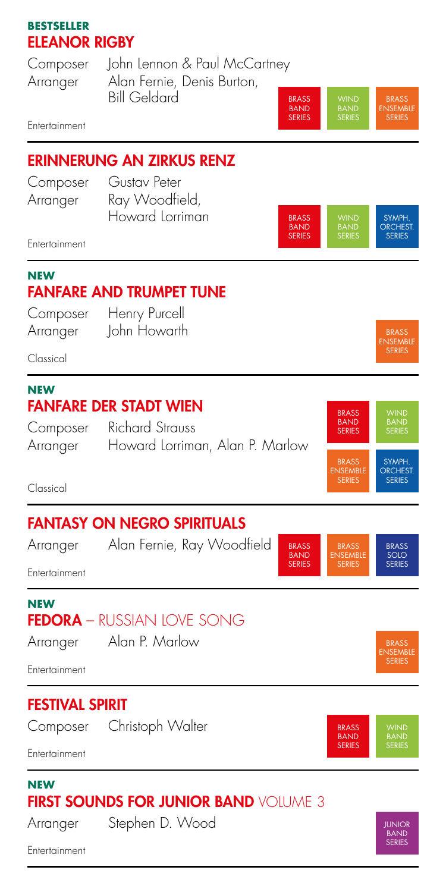**BESTSELLER**

## ELEANOR RIGBY

Composer John Lennon & Paul McCartney
Arranger Alan Fernie, Denis Burton, Bill Geldard

BRASS BAND SERIES | WIND BAND SERIES | BRASS ENSEMBLE SERIES

Entertainment

---

## ERINNERUNG AN ZIRKUS RENZ

Composer Gustav Peter
Arranger Ray Woodfield, Howard Lorriman

BRASS BAND SERIES | WIND BAND SERIES | SYMPH. ORCHEST. SERIES

Entertainment

---

**NEW**

## FANFARE AND TRUMPET TUNE

Composer Henry Purcell
Arranger John Howarth

BRASS ENSEMBLE SERIES

Classical

---

**NEW**

## FANFARE DER STADT WIEN

Composer Richard Strauss
Arranger Howard Lorriman, Alan P. Marlow

BRASS BAND SERIES | WIND BAND SERIES | BRASS ENSEMBLE SERIES | SYMPH. ORCHEST. SERIES

Classical

---

## FANTASY ON NEGRO SPIRITUALS

Arranger Alan Fernie, Ray Woodfield

BRASS BAND SERIES | BRASS ENSEMBLE SERIES | BRASS SOLO SERIES

Entertainment

---

**NEW**

## FEDORA – RUSSIAN LOVE SONG

Arranger Alan P. Marlow

BRASS ENSEMBLE SERIES

Entertainment

---

## FESTIVAL SPIRIT

Composer Christoph Walter

BRASS BAND SERIES | WIND BAND SERIES

Entertainment

---

**NEW**

## FIRST SOUNDS FOR JUNIOR BAND VOLUME 3

Arranger Stephen D. Wood

JUNIOR BAND SERIES

Entertainment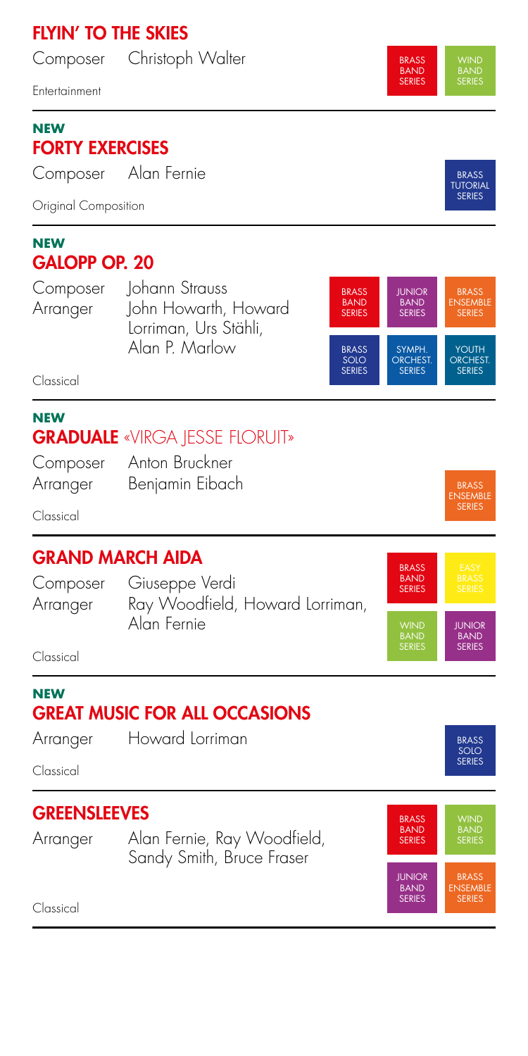## FLYIN' TO THE SKIES

Composer Christoph Walter

Entertainment

BRASS BAND SERIES | WIND BAND SERIES

---

**NEW**

## FORTY EXERCISES

Composer Alan Fernie

Original Composition

BRASS TUTORIAL SERIES

---

**NEW**

## GALOPP OP. 20

Composer Johann Strauss
Arranger John Howarth, Howard Lorriman, Urs Stähli, Alan P. Marlow

Classical

BRASS BAND SERIES | JUNIOR BAND SERIES | BRASS ENSEMBLE SERIES | BRASS SOLO SERIES | SYMPH. ORCHEST. SERIES | YOUTH ORCHEST. SERIES

---

**NEW**

## GRADUALE «VIRGA JESSE FLORUIT»

Composer Anton Bruckner
Arranger Benjamin Eibach

Classical

BRASS ENSEMBLE SERIES

---

## GRAND MARCH AIDA

Composer Giuseppe Verdi
Arranger Ray Woodfield, Howard Lorriman, Alan Fernie

Classical

BRASS BAND SERIES | EASY BRASS SERIES | WIND BAND SERIES | JUNIOR BAND SERIES

---

**NEW**

## GREAT MUSIC FOR ALL OCCASIONS

Arranger Howard Lorriman

Classical

BRASS SOLO SERIES

---

## GREENSLEEVES

Arranger Alan Fernie, Ray Woodfield, Sandy Smith, Bruce Fraser

Classical

BRASS BAND SERIES | WIND BAND SERIES | JUNIOR BAND SERIES | BRASS ENSEMBLE SERIES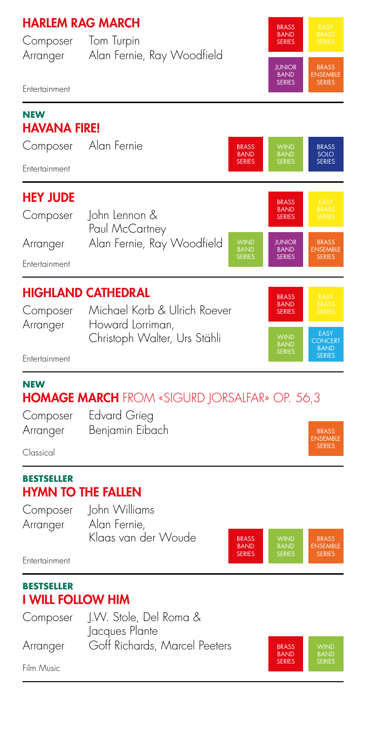## HARLEM RAG MARCH

Composer Tom Turpin
Arranger Alan Fernie, Ray Woodfield

Entertainment

BRASS BAND SERIES | EASY BRASS SERIES | JUNIOR BAND SERIES | BRASS ENSEMBLE SERIES

---

**NEW**

## HAVANA FIRE!

Composer Alan Fernie

Entertainment

BRASS BAND SERIES | WIND BAND SERIES | BRASS SOLO SERIES

---

## HEY JUDE

Composer John Lennon & Paul McCartney
Arranger Alan Fernie, Ray Woodfield

Entertainment

BRASS BAND SERIES | EASY BRASS SERIES | WIND BAND SERIES | JUNIOR BAND SERIES | BRASS ENSEMBLE SERIES

---

## HIGHLAND CATHEDRAL

Composer Michael Korb & Ulrich Roever
Arranger Howard Lorriman, Christoph Walter, Urs Stähli

Entertainment

BRASS BAND SERIES | EASY BRASS SERIES | WIND BAND SERIES | EASY CONCERT BAND SERIES

---

**NEW**

## HOMAGE MARCH FROM «SIGURD JORSALFAR» OP. 56,3

Composer Edvard Grieg
Arranger Benjamin Eibach

Classical

BRASS ENSEMBLE SERIES

---

**BESTSELLER**

## HYMN TO THE FALLEN

Composer John Williams
Arranger Alan Fernie, Klaas van der Woude

Entertainment

BRASS BAND SERIES | WIND BAND SERIES | BRASS ENSEMBLE SERIES

---

**BESTSELLER**

## I WILL FOLLOW HIM

Composer J.W. Stole, Del Roma & Jacques Plante
Arranger Goff Richards, Marcel Peeters

Film Music

BRASS BAND SERIES | WIND BAND SERIES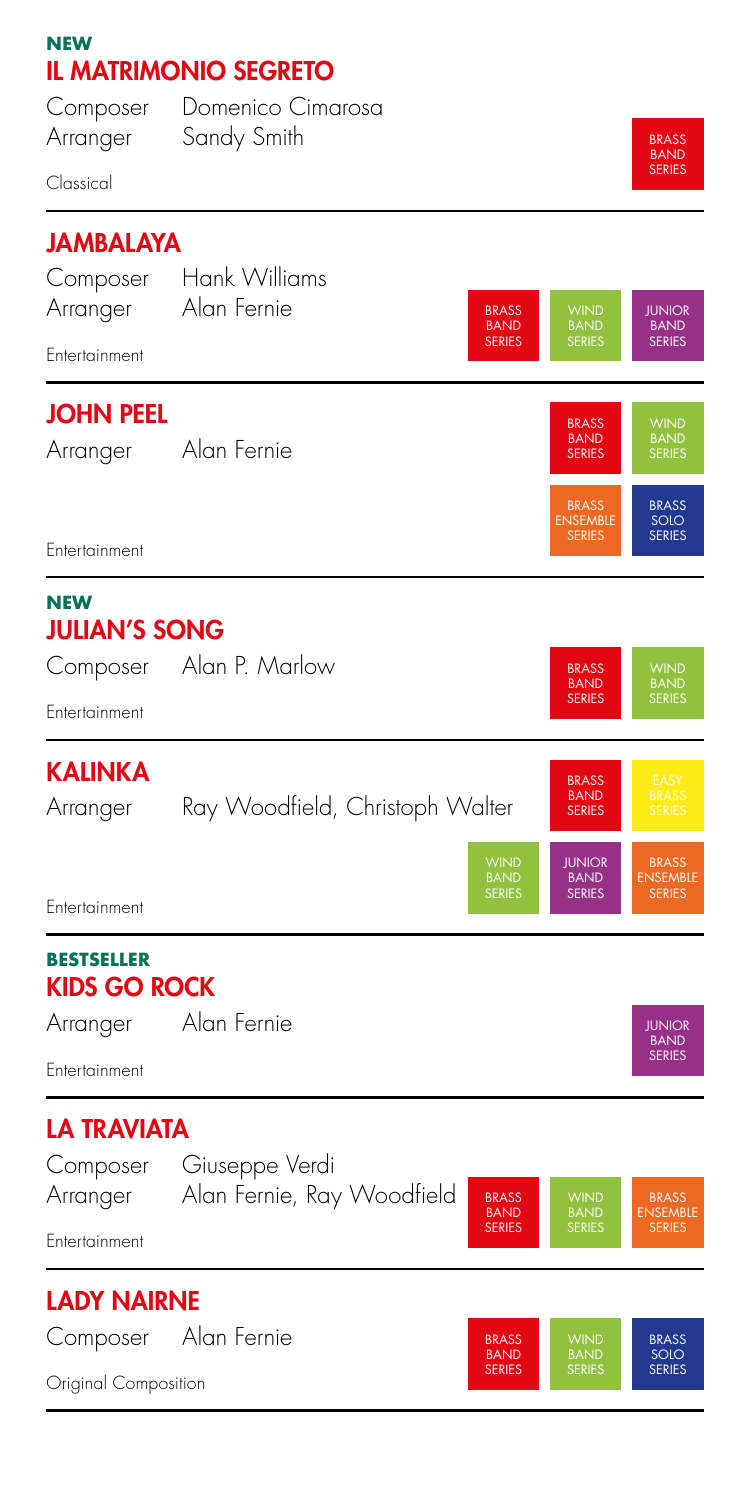**NEW**

## IL MATRIMONIO SEGRETO

Composer Domenico Cimarosa
Arranger Sandy Smith

Classical

BRASS BAND SERIES

---

## JAMBALAYA

Composer Hank Williams
Arranger Alan Fernie

Entertainment

BRASS BAND SERIES | WIND BAND SERIES | JUNIOR BAND SERIES

---

## JOHN PEEL

Arranger Alan Fernie

Entertainment

BRASS BAND SERIES | WIND BAND SERIES | BRASS ENSEMBLE SERIES | BRASS SOLO SERIES

---

**NEW**

## JULIAN'S SONG

Composer Alan P. Marlow

Entertainment

BRASS BAND SERIES | WIND BAND SERIES

---

## KALINKA

Arranger Ray Woodfield, Christoph Walter

Entertainment

BRASS BAND SERIES | EASY BRASS SERIES | WIND BAND SERIES | JUNIOR BAND SERIES | BRASS ENSEMBLE SERIES

---

**BESTSELLER**

## KIDS GO ROCK

Arranger Alan Fernie

Entertainment

JUNIOR BAND SERIES

---

## LA TRAVIATA

Composer Giuseppe Verdi
Arranger Alan Fernie, Ray Woodfield

Entertainment

BRASS BAND SERIES | WIND BAND SERIES | BRASS ENSEMBLE SERIES

---

## LADY NAIRNE

Composer Alan Fernie

Original Composition

BRASS BAND SERIES | WIND BAND SERIES | BRASS SOLO SERIES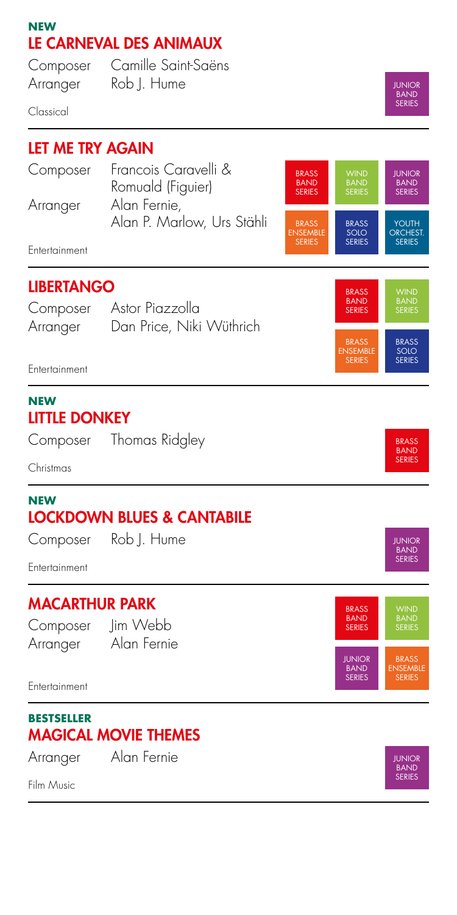**NEW**

## LE CARNEVAL DES ANIMAUX

Composer Camille Saint-Saëns
Arranger Rob J. Hume

Classical

JUNIOR BAND SERIES

---

## LET ME TRY AGAIN

Composer Francois Caravelli & Romuald (Figuier)
Arranger Alan Fernie, Alan P. Marlow, Urs Stähli

Entertainment

BRASS BAND SERIES | WIND BAND SERIES | JUNIOR BAND SERIES | BRASS ENSEMBLE SERIES | BRASS SOLO SERIES | YOUTH ORCHEST. SERIES

---

## LIBERTANGO

Composer Astor Piazzolla
Arranger Dan Price, Niki Wüthrich

Entertainment

BRASS BAND SERIES | WIND BAND SERIES | BRASS ENSEMBLE SERIES | BRASS SOLO SERIES

---

**NEW**

## LITTLE DONKEY

Composer Thomas Ridgley

Christmas

BRASS BAND SERIES

---

**NEW**

## LOCKDOWN BLUES & CANTABILE

Composer Rob J. Hume

Entertainment

JUNIOR BAND SERIES

---

## MACARTHUR PARK

Composer Jim Webb
Arranger Alan Fernie

Entertainment

BRASS BAND SERIES | WIND BAND SERIES | JUNIOR BAND SERIES | BRASS ENSEMBLE SERIES

---

**BESTSELLER**

## MAGICAL MOVIE THEMES

Arranger Alan Fernie

Film Music

JUNIOR BAND SERIES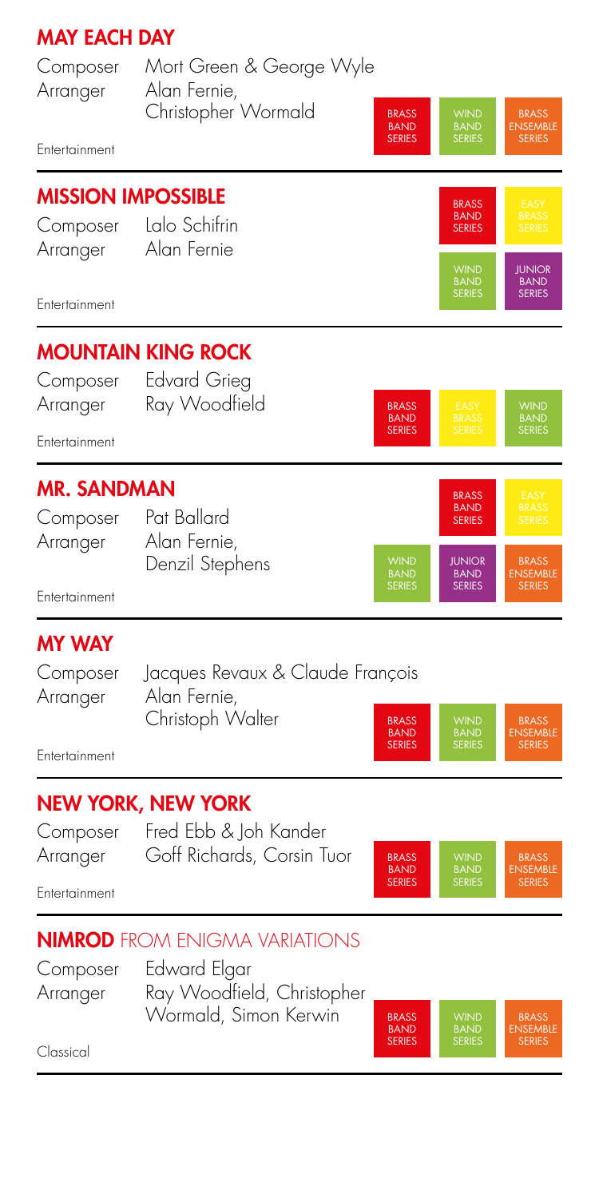## MAY EACH DAY

Composer Mort Green & George Wyle
Arranger Alan Fernie, Christopher Wormald

Entertainment

BRASS BAND SERIES | WIND BAND SERIES | BRASS ENSEMBLE SERIES

## MISSION IMPOSSIBLE

Composer Lalo Schifrin
Arranger Alan Fernie

Entertainment

BRASS BAND SERIES | EASY BRASS SERIES | WIND BAND SERIES | JUNIOR BAND SERIES

## MOUNTAIN KING ROCK

Composer Edvard Grieg
Arranger Ray Woodfield

Entertainment

BRASS BAND SERIES | EASY BRASS SERIES | WIND BAND SERIES

## MR. SANDMAN

Composer Pat Ballard
Arranger Alan Fernie, Denzil Stephens

Entertainment

BRASS BAND SERIES | EASY BRASS SERIES | WIND BAND SERIES | JUNIOR BAND SERIES | BRASS ENSEMBLE SERIES

## MY WAY

Composer Jacques Revaux & Claude François
Arranger Alan Fernie, Christoph Walter

Entertainment

BRASS BAND SERIES | WIND BAND SERIES | BRASS ENSEMBLE SERIES

## NEW YORK, NEW YORK

Composer Fred Ebb & Joh Kander
Arranger Goff Richards, Corsin Tuor

Entertainment

BRASS BAND SERIES | WIND BAND SERIES | BRASS ENSEMBLE SERIES

## NIMROD FROM ENIGMA VARIATIONS

Composer Edward Elgar
Arranger Ray Woodfield, Christopher Wormald, Simon Kerwin

Classical

BRASS BAND SERIES | WIND BAND SERIES | BRASS ENSEMBLE SERIES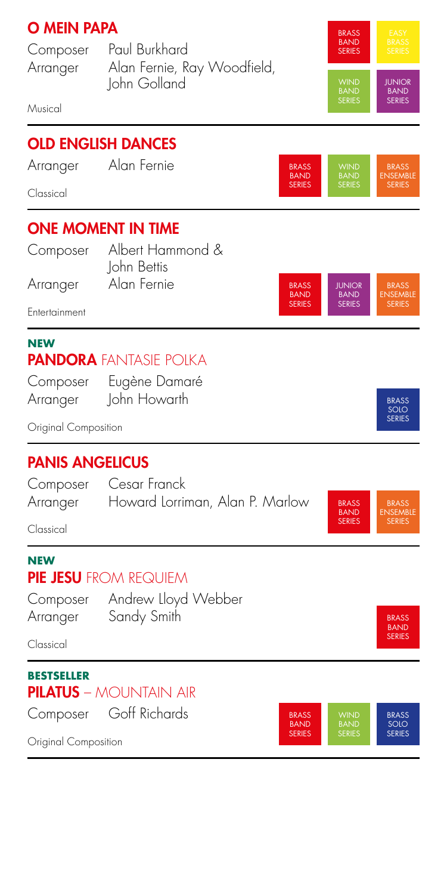## O MEIN PAPA

Composer Paul Burkhard
Arranger Alan Fernie, Ray Woodfield, John Golland

Musical

BRASS BAND SERIES | EASY BRASS SERIES | WIND BAND SERIES | JUNIOR BAND SERIES

## OLD ENGLISH DANCES

Arranger Alan Fernie

Classical

BRASS BAND SERIES | WIND BAND SERIES | BRASS ENSEMBLE SERIES

## ONE MOMENT IN TIME

Composer Albert Hammond & John Bettis
Arranger Alan Fernie

Entertainment

BRASS BAND SERIES | JUNIOR BAND SERIES | BRASS ENSEMBLE SERIES

**NEW**

## PANDORA FANTASIE POLKA

Composer Eugène Damaré
Arranger John Howarth

Original Composition

BRASS SOLO SERIES

## PANIS ANGELICUS

Composer Cesar Franck
Arranger Howard Lorriman, Alan P. Marlow

Classical

BRASS BAND SERIES | BRASS ENSEMBLE SERIES

**NEW**

## PIE JESU FROM REQUIEM

Composer Andrew Lloyd Webber
Arranger Sandy Smith

Classical

BRASS BAND SERIES

**BESTSELLER**

## PILATUS – MOUNTAIN AIR

Composer Goff Richards

Original Composition

BRASS BAND SERIES | WIND BAND SERIES | BRASS SOLO SERIES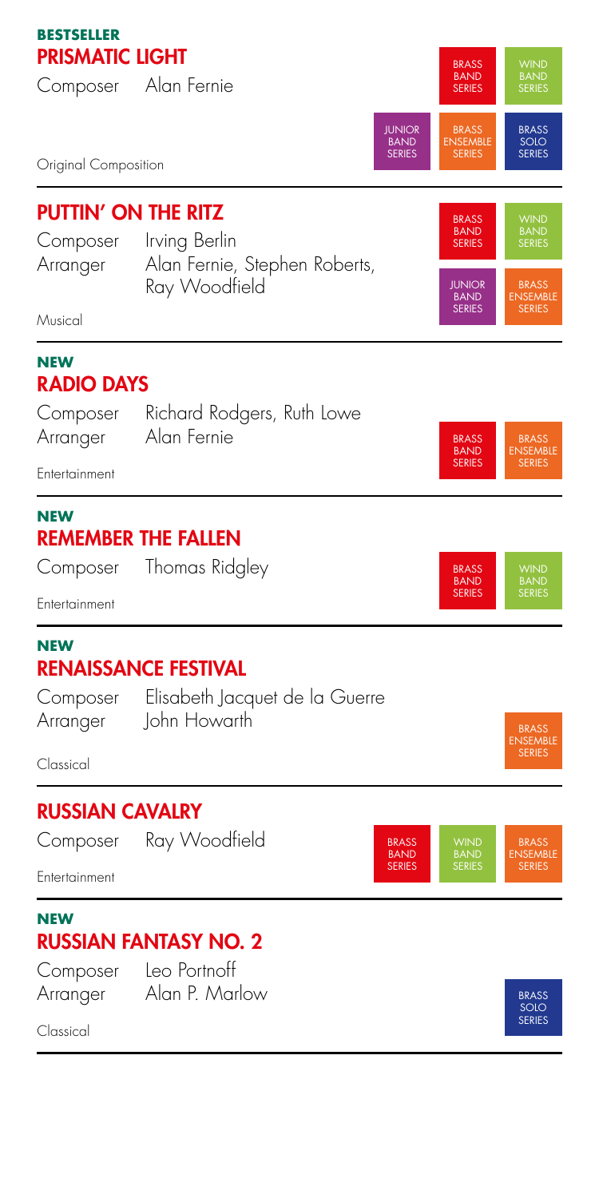**BESTSELLER**

## PRISMATIC LIGHT

Composer Alan Fernie

Original Composition

BRASS BAND SERIES | WIND BAND SERIES | JUNIOR BAND SERIES | BRASS ENSEMBLE SERIES | BRASS SOLO SERIES

---

## PUTTIN' ON THE RITZ

Composer Irving Berlin
Arranger Alan Fernie, Stephen Roberts, Ray Woodfield

Musical

BRASS BAND SERIES | WIND BAND SERIES | JUNIOR BAND SERIES | BRASS ENSEMBLE SERIES

---

**NEW**

## RADIO DAYS

Composer Richard Rodgers, Ruth Lowe
Arranger Alan Fernie

Entertainment

BRASS BAND SERIES | BRASS ENSEMBLE SERIES

---

**NEW**

## REMEMBER THE FALLEN

Composer Thomas Ridgley

Entertainment

BRASS BAND SERIES | WIND BAND SERIES

---

**NEW**

## RENAISSANCE FESTIVAL

Composer Elisabeth Jacquet de la Guerre
Arranger John Howarth

Classical

BRASS ENSEMBLE SERIES

---

## RUSSIAN CAVALRY

Composer Ray Woodfield

Entertainment

BRASS BAND SERIES | WIND BAND SERIES | BRASS ENSEMBLE SERIES

---

**NEW**

## RUSSIAN FANTASY NO. 2

Composer Leo Portnoff
Arranger Alan P. Marlow

Classical

BRASS SOLO SERIES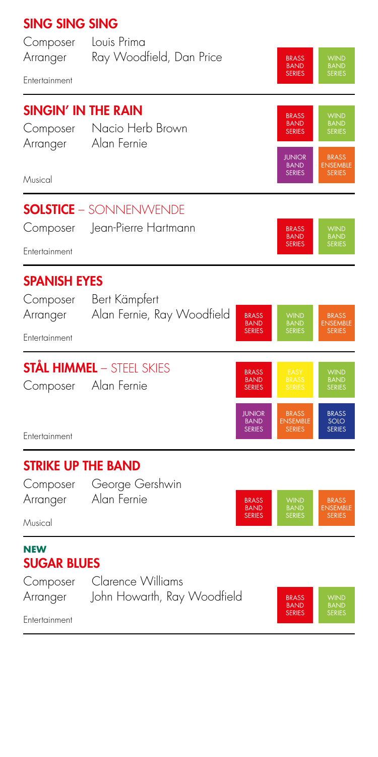## SING SING SING

Composer Louis Prima
Arranger Ray Woodfield, Dan Price

Entertainment

BRASS BAND SERIES | WIND BAND SERIES

## SINGIN' IN THE RAIN

Composer Nacio Herb Brown
Arranger Alan Fernie

Musical

BRASS BAND SERIES | WIND BAND SERIES | JUNIOR BAND SERIES | BRASS ENSEMBLE SERIES

## SOLSTICE – SONNENWENDE

Composer Jean-Pierre Hartmann

Entertainment

BRASS BAND SERIES | WIND BAND SERIES

## SPANISH EYES

Composer Bert Kämpfert
Arranger Alan Fernie, Ray Woodfield

Entertainment

BRASS BAND SERIES | WIND BAND SERIES | BRASS ENSEMBLE SERIES

## STÅL HIMMEL – STEEL SKIES

Composer Alan Fernie

Entertainment

BRASS BAND SERIES | EASY BRASS SERIES | WIND BAND SERIES | JUNIOR BAND SERIES | BRASS ENSEMBLE SERIES | BRASS SOLO SERIES

## STRIKE UP THE BAND

Composer George Gershwin
Arranger Alan Fernie

Musical

BRASS BAND SERIES | WIND BAND SERIES | BRASS ENSEMBLE SERIES

**NEW**
## SUGAR BLUES

Composer Clarence Williams
Arranger John Howarth, Ray Woodfield

Entertainment

BRASS BAND SERIES | WIND BAND SERIES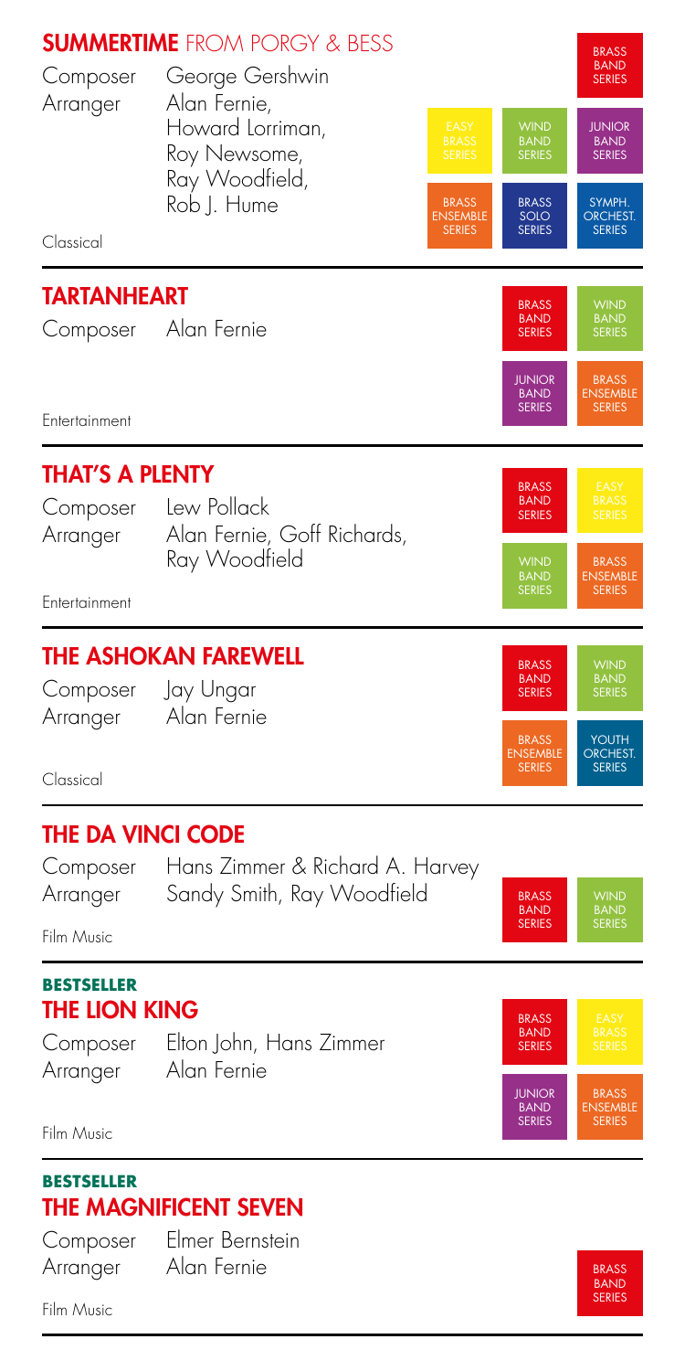## SUMMERTIME FROM PORGY & BESS

Composer: George Gershwin
Arranger: Alan Fernie, Howard Lorriman, Roy Newsome, Ray Woodfield, Rob J. Hume

Classical

BRASS BAND SERIES | EASY BRASS SERIES | WIND BAND SERIES | JUNIOR BAND SERIES | BRASS ENSEMBLE SERIES | BRASS SOLO SERIES | SYMPH. ORCHEST. SERIES

## TARTANHEART

Composer: Alan Fernie

Entertainment

BRASS BAND SERIES | WIND BAND SERIES | JUNIOR BAND SERIES | BRASS ENSEMBLE SERIES

## THAT'S A PLENTY

Composer: Lew Pollack
Arranger: Alan Fernie, Goff Richards, Ray Woodfield

Entertainment

BRASS BAND SERIES | EASY BRASS SERIES | WIND BAND SERIES | BRASS ENSEMBLE SERIES

## THE ASHOKAN FAREWELL

Composer: Jay Ungar
Arranger: Alan Fernie

Classical

BRASS BAND SERIES | WIND BAND SERIES | BRASS ENSEMBLE SERIES | YOUTH ORCHEST. SERIES

## THE DA VINCI CODE

Composer: Hans Zimmer & Richard A. Harvey
Arranger: Sandy Smith, Ray Woodfield

Film Music

BRASS BAND SERIES | WIND BAND SERIES

**BESTSELLER**

## THE LION KING

Composer: Elton John, Hans Zimmer
Arranger: Alan Fernie

Film Music

BRASS BAND SERIES | EASY BRASS SERIES | JUNIOR BAND SERIES | BRASS ENSEMBLE SERIES

**BESTSELLER**

## THE MAGNIFICENT SEVEN

Composer: Elmer Bernstein
Arranger: Alan Fernie

Film Music

BRASS BAND SERIES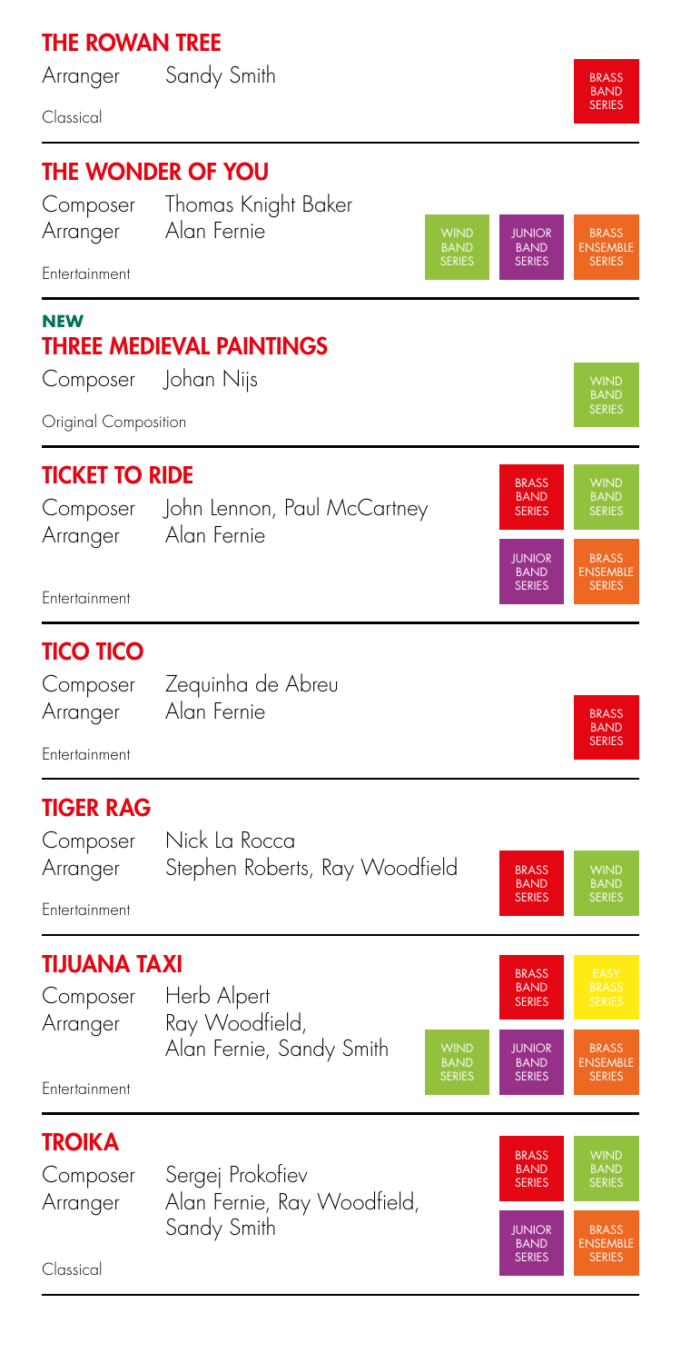## THE ROWAN TREE

Arranger Sandy Smith

Classical

BRASS BAND SERIES

---

## THE WONDER OF YOU

Composer Thomas Knight Baker
Arranger Alan Fernie

Entertainment

WIND BAND SERIES | JUNIOR BAND SERIES | BRASS ENSEMBLE SERIES

---

**NEW**

## THREE MEDIEVAL PAINTINGS

Composer Johan Nijs

Original Composition

WIND BAND SERIES

---

## TICKET TO RIDE

Composer John Lennon, Paul McCartney
Arranger Alan Fernie

Entertainment

BRASS BAND SERIES | WIND BAND SERIES | JUNIOR BAND SERIES | BRASS ENSEMBLE SERIES

---

## TICO TICO

Composer Zequinha de Abreu
Arranger Alan Fernie

Entertainment

BRASS BAND SERIES

---

## TIGER RAG

Composer Nick La Rocca
Arranger Stephen Roberts, Ray Woodfield

Entertainment

BRASS BAND SERIES | WIND BAND SERIES

---

## TIJUANA TAXI

Composer Herb Alpert
Arranger Ray Woodfield, Alan Fernie, Sandy Smith

Entertainment

BRASS BAND SERIES | EASY BRASS SERIES | WIND BAND SERIES | JUNIOR BAND SERIES | BRASS ENSEMBLE SERIES

---

## TROIKA

Composer Sergej Prokofiev
Arranger Alan Fernie, Ray Woodfield, Sandy Smith

Classical

BRASS BAND SERIES | WIND BAND SERIES | JUNIOR BAND SERIES | BRASS ENSEMBLE SERIES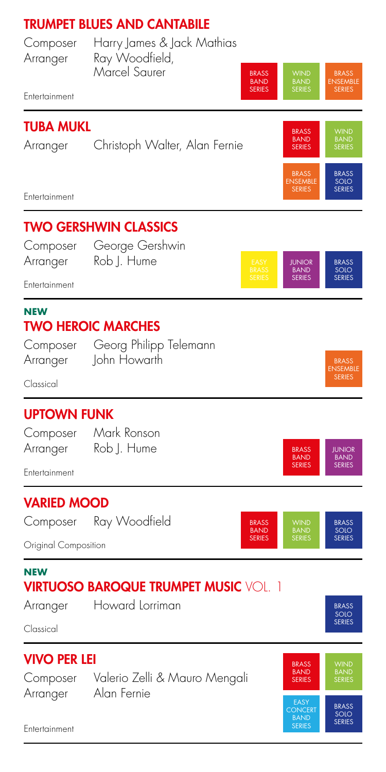## TRUMPET BLUES AND CANTABILE

Composer Harry James & Jack Mathias
Arranger Ray Woodfield, Marcel Saurer

BRASS BAND SERIES | WIND BAND SERIES | BRASS ENSEMBLE SERIES

Entertainment

---

## TUBA MUKL

Arranger Christoph Walter, Alan Fernie

BRASS BAND SERIES | WIND BAND SERIES | BRASS ENSEMBLE SERIES | BRASS SOLO SERIES

Entertainment

---

## TWO GERSHWIN CLASSICS

Composer George Gershwin
Arranger Rob J. Hume

EASY BRASS SERIES | JUNIOR BAND SERIES | BRASS SOLO SERIES

Entertainment

---

**NEW**

## TWO HEROIC MARCHES

Composer Georg Philipp Telemann
Arranger John Howarth

BRASS ENSEMBLE SERIES

Classical

---

## UPTOWN FUNK

Composer Mark Ronson
Arranger Rob J. Hume

BRASS BAND SERIES | JUNIOR BAND SERIES

Entertainment

---

## VARIED MOOD

Composer Ray Woodfield

BRASS BAND SERIES | WIND BAND SERIES | BRASS SOLO SERIES

Original Composition

---

**NEW**

## VIRTUOSO BAROQUE TRUMPET MUSIC VOL. 1

Arranger Howard Lorriman

BRASS SOLO SERIES

Classical

---

## VIVO PER LEI

Composer Valerio Zelli & Mauro Mengali
Arranger Alan Fernie

BRASS BAND SERIES | WIND BAND SERIES | EASY CONCERT BAND SERIES | BRASS SOLO SERIES

Entertainment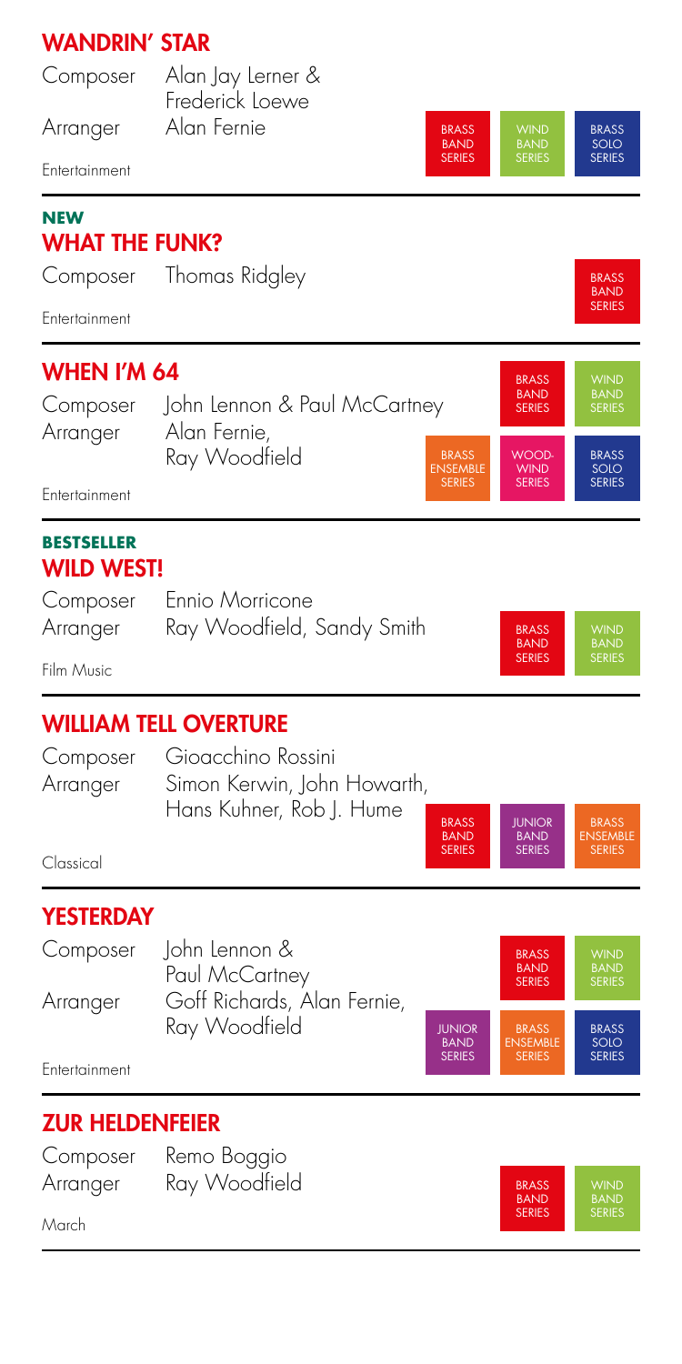## WANDRIN' STAR

Composer Alan Jay Lerner & Frederick Loewe
Arranger Alan Fernie

Entertainment

BRASS BAND SERIES | WIND BAND SERIES | BRASS SOLO SERIES

**NEW**

## WHAT THE FUNK?

Composer Thomas Ridgley

Entertainment

BRASS BAND SERIES

## WHEN I'M 64

Composer John Lennon & Paul McCartney
Arranger Alan Fernie, Ray Woodfield

Entertainment

BRASS BAND SERIES | WIND BAND SERIES | BRASS ENSEMBLE SERIES | WOOD-WIND SERIES | BRASS SOLO SERIES

**BESTSELLER**

## WILD WEST!

Composer Ennio Morricone
Arranger Ray Woodfield, Sandy Smith

Film Music

BRASS BAND SERIES | WIND BAND SERIES

## WILLIAM TELL OVERTURE

Composer Gioacchino Rossini
Arranger Simon Kerwin, John Howarth, Hans Kuhner, Rob J. Hume

Classical

BRASS BAND SERIES | JUNIOR BAND SERIES | BRASS ENSEMBLE SERIES

## YESTERDAY

Composer John Lennon & Paul McCartney
Arranger Goff Richards, Alan Fernie, Ray Woodfield

Entertainment

BRASS BAND SERIES | WIND BAND SERIES | JUNIOR BAND SERIES | BRASS ENSEMBLE SERIES | BRASS SOLO SERIES

## ZUR HELDENFEIER

Composer Remo Boggio
Arranger Ray Woodfield

March

BRASS BAND SERIES | WIND BAND SERIES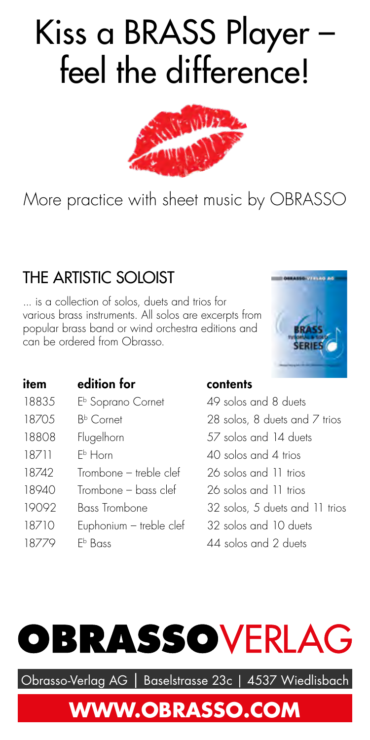# Kiss a BRASS Player – feel the difference!

More practice with sheet music by OBRASSO

## THE ARTISTIC SOLOIST

... is a collection of solos, duets and trios for various brass instruments. All solos are excerpts from popular brass band or wind orchestra editions and can be ordered from Obrasso.

| item | edition for | contents |
|---|---|---|
| 18835 | E♭ Soprano Cornet | 49 solos and 8 duets |
| 18705 | B♭ Cornet | 28 solos, 8 duets and 7 trios |
| 18808 | Flugelhorn | 57 solos and 14 duets |
| 18711 | E♭ Horn | 40 solos and 4 trios |
| 18742 | Trombone – treble clef | 26 solos and 11 trios |
| 18940 | Trombone – bass clef | 26 solos and 11 trios |
| 19092 | Bass Trombone | 32 solos, 5 duets and 11 trios |
| 18710 | Euphonium – treble clef | 32 solos and 10 duets |
| 18779 | E♭ Bass | 44 solos and 2 duets |

**OBRASSO**VERLAG

Obrasso-Verlag AG | Baselstrasse 23c | 4537 Wiedlisbach

**WWW.OBRASSO.COM**